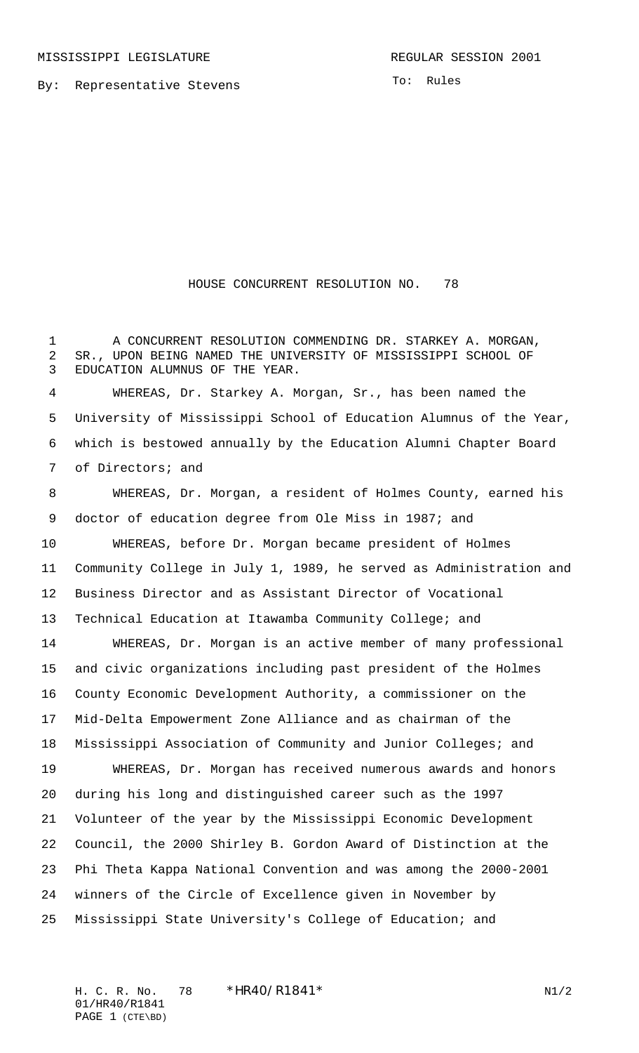MISSISSIPPI LEGISLATURE REGULAR SESSION 2001

By: Representative Stevens

To: Rules

# HOUSE CONCURRENT RESOLUTION NO. 78

A CONCURRENT RESOLUTION COMMENDING DR. STARKEY A. MORGAN, SR., UPON BEING NAMED THE UNIVERSITY OF MISSISSIPPI SCHOOL OF EDUCATION ALUMNUS OF THE YEAR.

WHEREAS, Dr. Starkey A. Morgan, Sr., has been named the University of Mississippi School of Education Alumnus of the Year, which is bestowed annually by the Education Alumni Chapter Board of Directors; and

WHEREAS, Dr. Morgan, a resident of Holmes County, earned his doctor of education degree from Ole Miss in 1987; and

WHEREAS, before Dr. Morgan became president of Holmes Community College in July 1, 1989, he served as Administration and Business Director and as Assistant Director of Vocational Technical Education at Itawamba Community College; and

WHEREAS, Dr. Morgan is an active member of many professional and civic organizations including past president of the Holmes County Economic Development Authority, a commissioner on the Mid-Delta Empowerment Zone Alliance and as chairman of the Mississippi Association of Community and Junior Colleges; and

WHEREAS, Dr. Morgan has received numerous awards and honors during his long and distinguished career such as the 1997 Volunteer of the year by the Mississippi Economic Development Council, the 2000 Shirley B. Gordon Award of Distinction at the Phi Theta Kappa National Convention and was among the 2000-2001 winners of the Circle of Excellence given in November by Mississippi State University's College of Education; and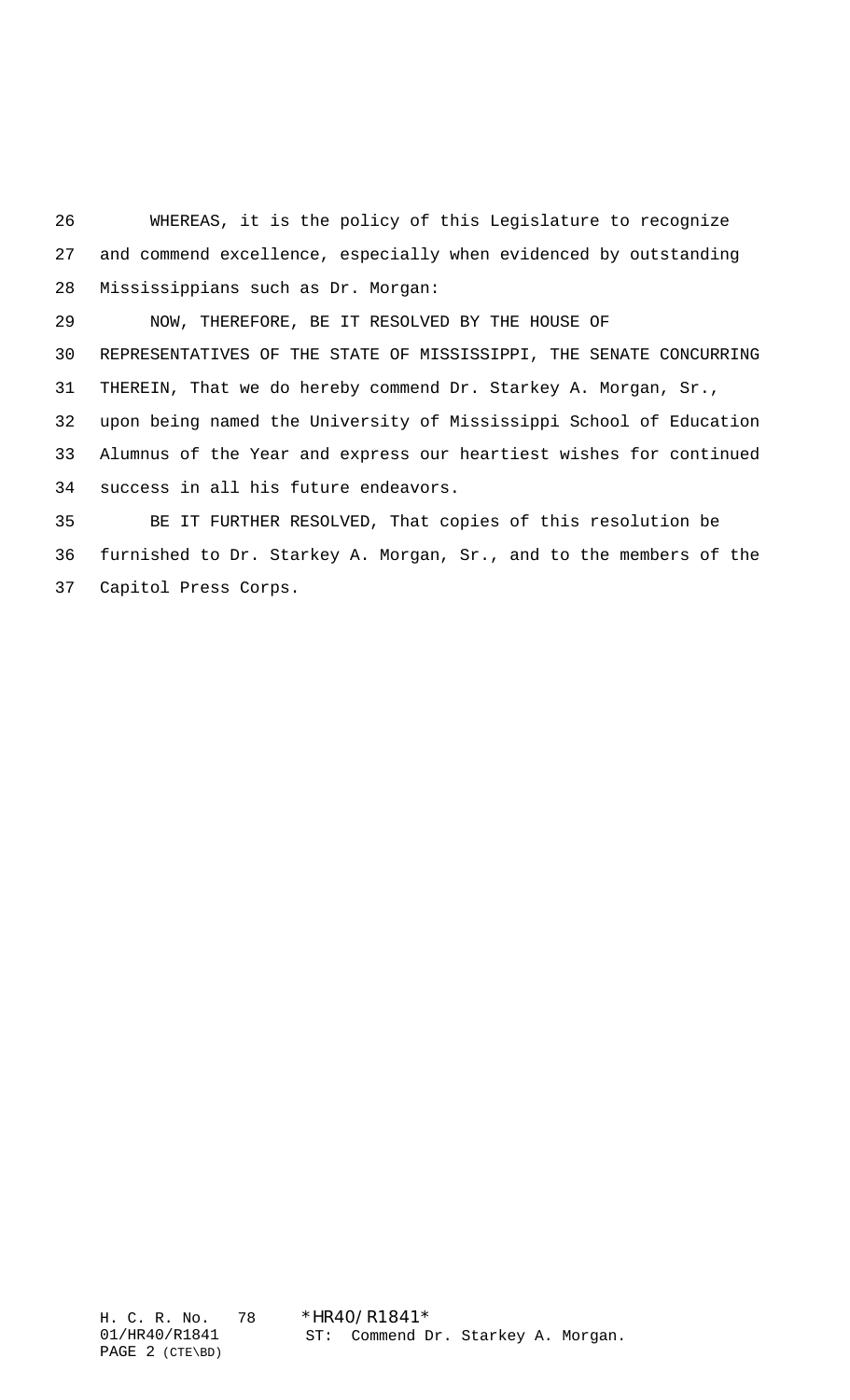WHEREAS, it is the policy of this Legislature to recognize and commend excellence, especially when evidenced by outstanding Mississippians such as Dr. Morgan:

NOW, THEREFORE, BE IT RESOLVED BY THE HOUSE OF REPRESENTATIVES OF THE STATE OF MISSISSIPPI, THE SENATE CONCURRING THEREIN, That we do hereby commend Dr. Starkey A. Morgan, Sr., upon being named the University of Mississippi School of Education Alumnus of the Year and express our heartiest wishes for continued success in all his future endeavors.

BE IT FURTHER RESOLVED, That copies of this resolution be furnished to Dr. Starkey A. Morgan, Sr., and to the members of the Capitol Press Corps.